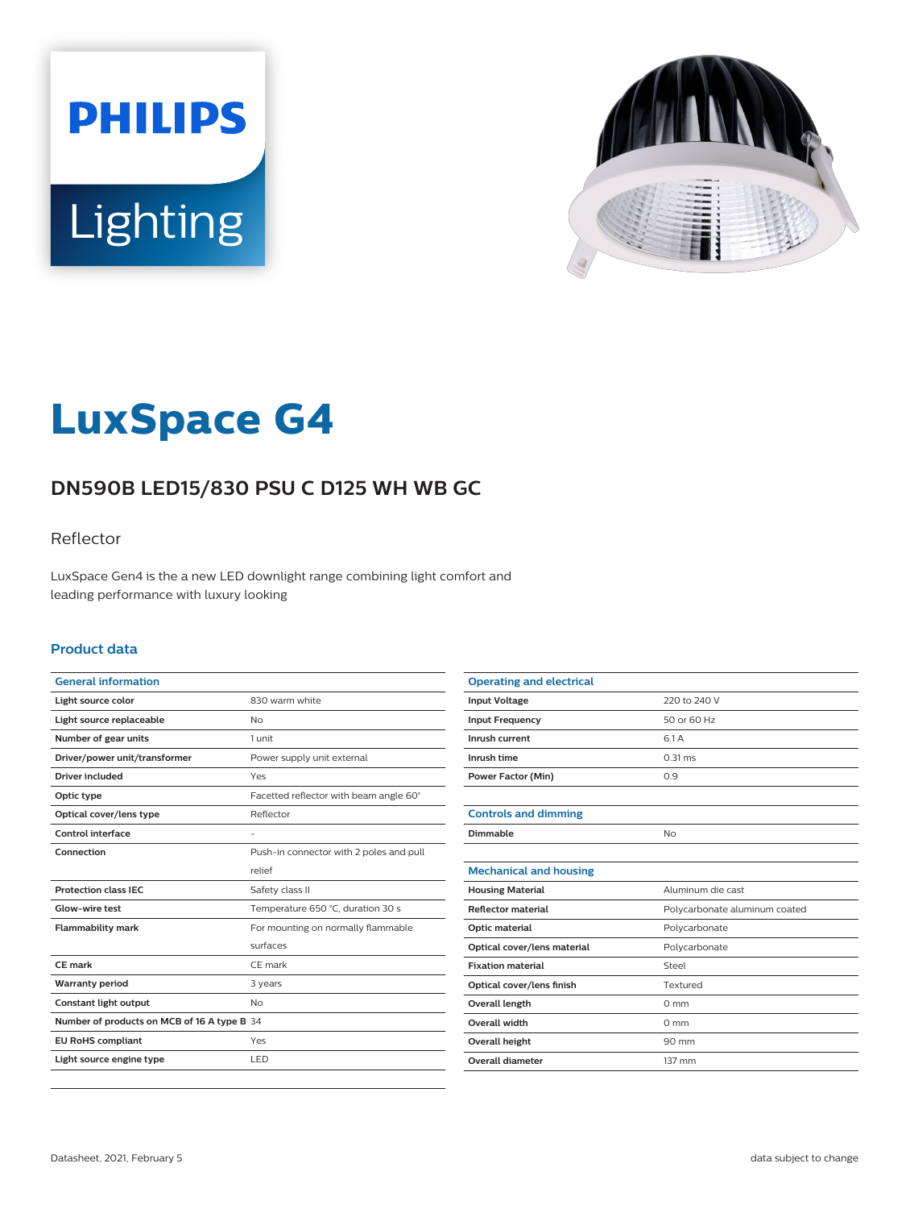PHILIPS

Lighting

# LuxSpace G4

## DN590B LED15/830 PSU C D125 WH WB GC

Reflector

LuxSpace Gen4 is the a new LED downlight range combining light comfort and leading performance with luxury looking

### Product data

| General information | |
|---|---|
| Light source color | 830 warm white |
| Light source replaceable | No |
| Number of gear units | 1 unit |
| Driver/power unit/transformer | Power supply unit external |
| Driver included | Yes |
| Optic type | Facetted reflector with beam angle 60° |
| Optical cover/lens type | Reflector |
| Control interface | - |
| Connection | Push-in connector with 2 poles and pull relief |
| Protection class IEC | Safety class II |
| Glow-wire test | Temperature 650 °C, duration 30 s |
| Flammability mark | For mounting on normally flammable surfaces |
| CE mark | CE mark |
| Warranty period | 3 years |
| Constant light output | No |
| Number of products on MCB of 16 A type B | 34 |
| EU RoHS compliant | Yes |
| Light source engine type | LED |

| Operating and electrical | |
|---|---|
| Input Voltage | 220 to 240 V |
| Input Frequency | 50 or 60 Hz |
| Inrush current | 6.1 A |
| Inrush time | 0.31 ms |
| Power Factor (Min) | 0.9 |

| Controls and dimming | |
|---|---|
| Dimmable | No |

| Mechanical and housing | |
|---|---|
| Housing Material | Aluminum die cast |
| Reflector material | Polycarbonate aluminum coated |
| Optic material | Polycarbonate |
| Optical cover/lens material | Polycarbonate |
| Fixation material | Steel |
| Optical cover/lens finish | Textured |
| Overall length | 0 mm |
| Overall width | 0 mm |
| Overall height | 90 mm |
| Overall diameter | 137 mm |

Datasheet, 2021, February 5

data subject to change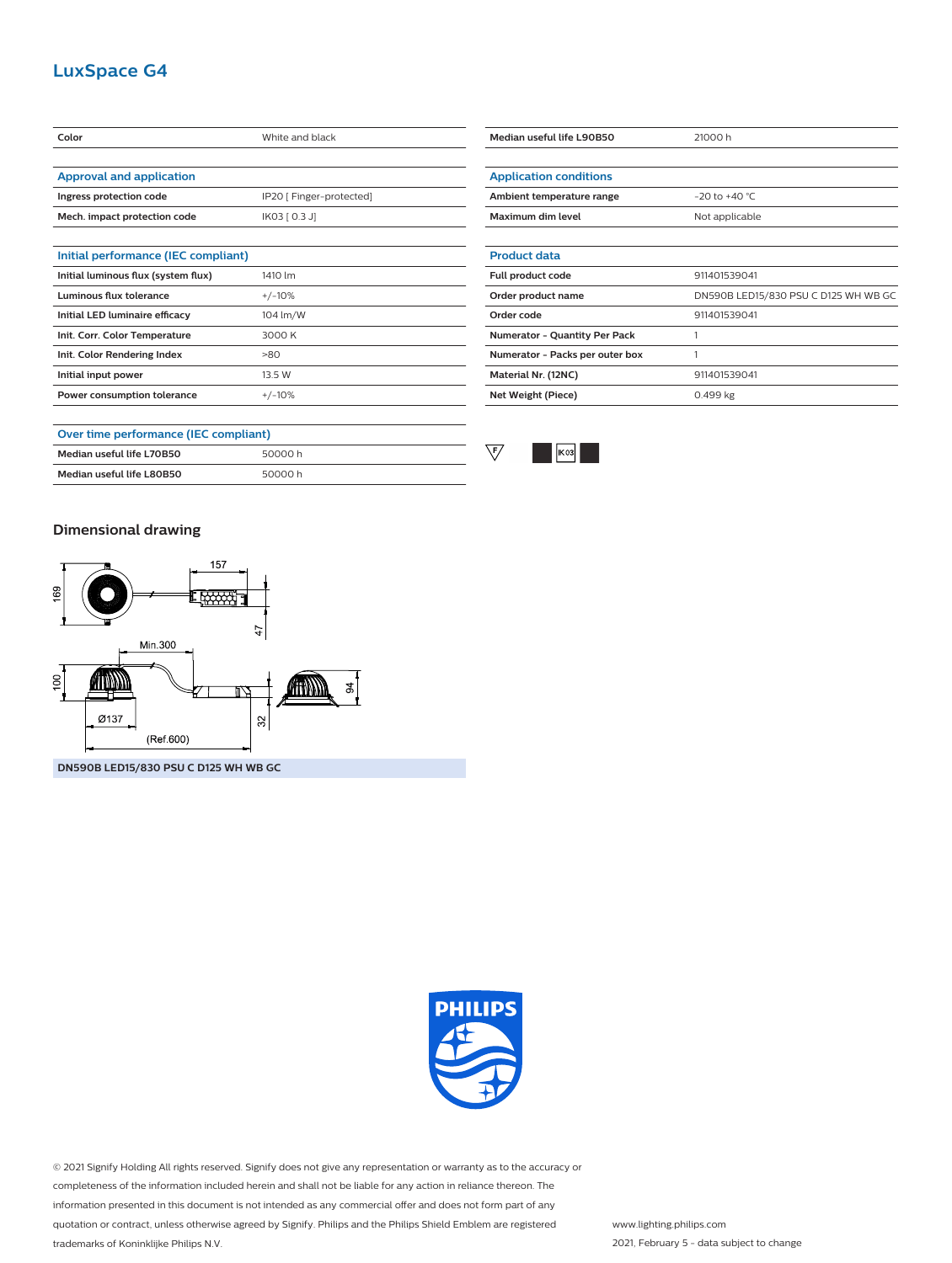# LuxSpace G4

| | |
|---|---|
| Color | White and black |

## Approval and application

| | |
|---|---|
| Ingress protection code | IP20 [ Finger-protected] |
| Mech. impact protection code | IK03 [ 0.3 J] |

## Initial performance (IEC compliant)

| | |
|---|---|
| Initial luminous flux (system flux) | 1410 lm |
| Luminous flux tolerance | +/-10% |
| Initial LED luminaire efficacy | 104 lm/W |
| Init. Corr. Color Temperature | 3000 K |
| Init. Color Rendering Index | >80 |
| Initial input power | 13.5 W |
| Power consumption tolerance | +/-10% |

## Over time performance (IEC compliant)

| | |
|---|---|
| Median useful life L70B50 | 50000 h |
| Median useful life L80B50 | 50000 h |
| Median useful life L90B50 | 21000 h |

## Application conditions

| | |
|---|---|
| Ambient temperature range | -20 to +40 °C |
| Maximum dim level | Not applicable |

## Product data

| | |
|---|---|
| Full product code | 911401539041 |
| Order product name | DN590B LED15/830 PSU C D125 WH WB GC |
| Order code | 911401539041 |
| Numerator - Quantity Per Pack | 1 |
| Numerator - Packs per outer box | 1 |
| Material Nr. (12NC) | 911401539041 |
| Net Weight (Piece) | 0.499 kg |

F IK03

## Dimensional drawing

157
169
47
Min.300
100
Ø137
32
(Ref.600)
94

DN590B LED15/830 PSU C D125 WH WB GC

© 2021 Signify Holding All rights reserved. Signify does not give any representation or warranty as to the accuracy or completeness of the information included herein and shall not be liable for any action in reliance thereon. The information presented in this document is not intended as any commercial offer and does not form part of any quotation or contract, unless otherwise agreed by Signify. Philips and the Philips Shield Emblem are registered trademarks of Koninklijke Philips N.V.

www.lighting.philips.com

2021, February 5 - data subject to change